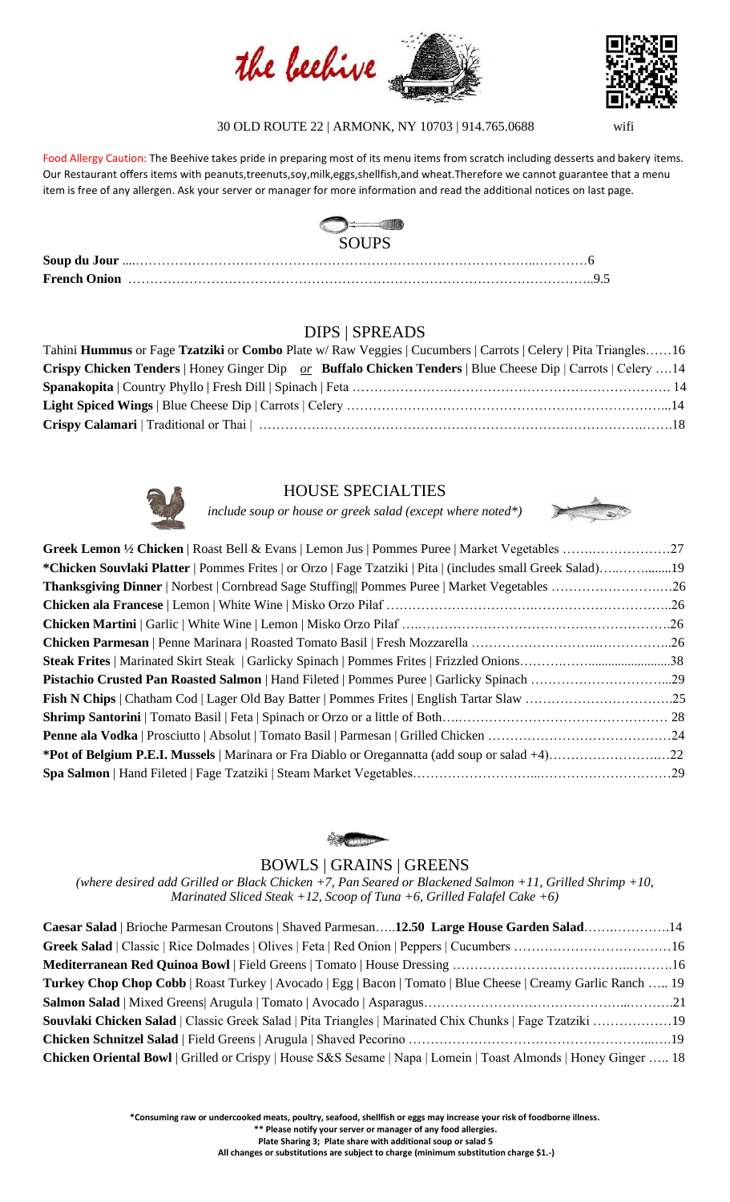# the beehive

30 OLD ROUTE 22 | ARMONK, NY 10703 | 914.765.0688

wifi

Food Allergy Caution: The Beehive takes pride in preparing most of its menu items from scratch including desserts and bakery items. Our Restaurant offers items with peanuts,treenuts,soy,milk,eggs,shellfish,and wheat.Therefore we cannot guarantee that a menu item is free of any allergen. Ask your server or manager for more information and read the additional notices on last page.

## SOUPS

**Soup du Jour** ....................6
**French Onion** ....................9.5

## DIPS | SPREADS

Tahini **Hummus** or Fage **Tzatziki** or **Combo** Plate w/ Raw Veggies | Cucumbers | Carrots | Celery | Pita Triangles......16
**Crispy Chicken Tenders** | Honey Ginger Dip *or* **Buffalo Chicken Tenders** | Blue Cheese Dip | Carrots | Celery ....14
**Spanakopita** | Country Phyllo | Fresh Dill | Spinach | Feta .................... 14
**Light Spiced Wings** | Blue Cheese Dip | Carrots | Celery ....................14
**Crispy Calamari** | Traditional or Thai | ....................18

## HOUSE SPECIALTIES

*include soup or house or greek salad (except where noted*)*

**Greek Lemon ½ Chicken** | Roast Bell & Evans | Lemon Jus | Pommes Puree | Market Vegetables ....................27
***Chicken Souvlaki Platter** | Pommes Frites | or Orzo | Fage Tzatziki | Pita | (includes small Greek Salad)....................19
**Thanksgiving Dinner** | Norbest | Cornbread Sage Stuffing|| Pommes Puree | Market Vegetables ....................26
**Chicken ala Francese** | Lemon | White Wine | Misko Orzo Pilaf ....................26
**Chicken Martini** | Garlic | White Wine | Lemon | Misko Orzo Pilaf ....................26
**Chicken Parmesan** | Penne Marinara | Roasted Tomato Basil | Fresh Mozzarella ....................26
**Steak Frites** | Marinated Skirt Steak | Garlicky Spinach | Pommes Frites | Frizzled Onions....................38
**Pistachio Crusted Pan Roasted Salmon** | Hand Fileted | Pommes Puree | Garlicky Spinach ....................29
**Fish N Chips** | Chatham Cod | Lager Old Bay Batter | Pommes Frites | English Tartar Slaw ....................25
**Shrimp Santorini** | Tomato Basil | Feta | Spinach or Orzo or a little of Both.................... 28
**Penne ala Vodka** | Prosciutto | Absolut | Tomato Basil | Parmesan | Grilled Chicken ....................24
***Pot of Belgium P.E.I. Mussels** | Marinara or Fra Diablo or Oregannatta (add soup or salad +4)....................22
**Spa Salmon** | Hand Fileted | Fage Tzatziki | Steam Market Vegetables....................29

## BOWLS | GRAINS | GREENS

*(where desired add Grilled or Black Chicken +7, Pan Seared or Blackened Salmon +11, Grilled Shrimp +10, Marinated Sliced Steak +12, Scoop of Tuna +6, Grilled Falafel Cake +6)*

**Caesar Salad** | Brioche Parmesan Croutons | Shaved Parmesan.....**12.50 Large House Garden Salad**....................14
**Greek Salad** | Classic | Rice Dolmades | Olives | Feta | Red Onion | Peppers | Cucumbers ....................16
**Mediterranean Red Quinoa Bowl** | Field Greens | Tomato | House Dressing ....................16
**Turkey Chop Chop Cobb** | Roast Turkey | Avocado | Egg | Bacon | Tomato | Blue Cheese | Creamy Garlic Ranch ..... 19
**Salmon Salad** | Mixed Greens| Arugula | Tomato | Avocado | Asparagus....................21
**Souvlaki Chicken Salad** | Classic Greek Salad | Pita Triangles | Marinated Chix Chunks | Fage Tzatziki ....................19
**Chicken Schnitzel Salad** | Field Greens | Arugula | Shaved Pecorino ....................19
**Chicken Oriental Bowl** | Grilled or Crispy | House S&S Sesame | Napa | Lomein | Toast Almonds | Honey Ginger ..... 18

**\*Consuming raw or undercooked meats, poultry, seafood, shellfish or eggs may increase your risk of foodborne illness.**
**\*\* Please notify your server or manager of any food allergies.**
**Plate Sharing 3; Plate share with additional soup or salad 5**
**All changes or substitutions are subject to charge (minimum substitution charge $1.-)**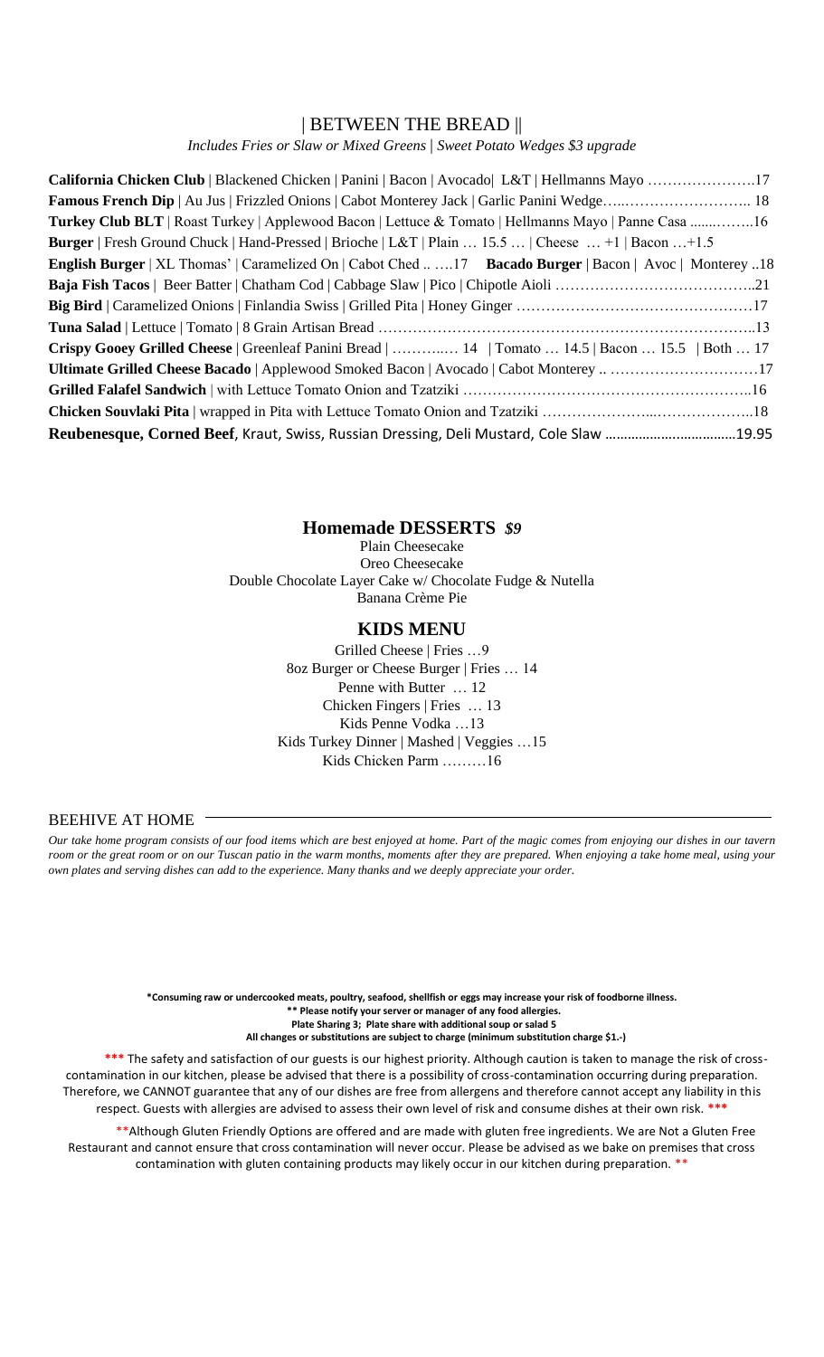## | BETWEEN THE BREAD ||

*Includes Fries or Slaw or Mixed Greens | Sweet Potato Wedges $3 upgrade*

**California Chicken Club** | Blackened Chicken | Panini | Bacon | Avocado| L&T | Hellmanns Mayo ………………….17

**Famous French Dip** | Au Jus | Frizzled Onions | Cabot Monterey Jack | Garlic Panini Wedge…..…………………….. 18

**Turkey Club BLT** | Roast Turkey | Applewood Bacon | Lettuce & Tomato | Hellmanns Mayo | Panne Casa ......……..16

**Burger** | Fresh Ground Chuck | Hand-Pressed | Brioche | L&T | Plain … 15.5 … | Cheese … +1 | Bacon …+1.5

**English Burger** | XL Thomas' | Caramelized On | Cabot Ched .. ….17 **Bacado Burger** | Bacon | Avoc | Monterey ..18

**Baja Fish Tacos** | Beer Batter | Chatham Cod | Cabbage Slaw | Pico | Chipotle Aioli …………………………………..21

**Big Bird** | Caramelized Onions | Finlandia Swiss | Grilled Pita | Honey Ginger …………………………………………17

**Tuna Salad** | Lettuce | Tomato | 8 Grain Artisan Bread ………………………………………………………………..13

**Crispy Gooey Grilled Cheese** | Greenleaf Panini Bread | ………..… 14 | Tomato … 14.5 | Bacon … 15.5 | Both … 17

**Ultimate Grilled Cheese Bacado** | Applewood Smoked Bacon | Avocado | Cabot Monterey .. …………………………17

**Grilled Falafel Sandwich** | with Lettuce Tomato Onion and Tzatziki …………………………………………………..16

**Chicken Souvlaki Pita** | wrapped in Pita with Lettuce Tomato Onion and Tzatziki …………………..………………..18

**Reubenesque, Corned Beef**, Kraut, Swiss, Russian Dressing, Deli Mustard, Cole Slaw ..................................19.95

## Homemade DESSERTS *$9*

Plain Cheesecake

Oreo Cheesecake

Double Chocolate Layer Cake w/ Chocolate Fudge & Nutella

Banana Crème Pie

## KIDS MENU

Grilled Cheese | Fries …9

8oz Burger or Cheese Burger | Fries … 14

Penne with Butter … 12

Chicken Fingers | Fries … 13

Kids Penne Vodka …13

Kids Turkey Dinner | Mashed | Veggies …15

Kids Chicken Parm ………16

## BEEHIVE AT HOME

*Our take home program consists of our food items which are best enjoyed at home. Part of the magic comes from enjoying our dishes in our tavern room or the great room or on our Tuscan patio in the warm months, moments after they are prepared. When enjoying a take home meal, using your own plates and serving dishes can add to the experience. Many thanks and we deeply appreciate your order.*

**\*Consuming raw or undercooked meats, poultry, seafood, shellfish or eggs may increase your risk of foodborne illness.**

**\*\* Please notify your server or manager of any food allergies.**

**Plate Sharing 3; Plate share with additional soup or salad 5**

**All changes or substitutions are subject to charge (minimum substitution charge $1.-)**

\*\*\* The safety and satisfaction of our guests is our highest priority. Although caution is taken to manage the risk of cross-contamination in our kitchen, please be advised that there is a possibility of cross-contamination occurring during preparation. Therefore, we CANNOT guarantee that any of our dishes are free from allergens and therefore cannot accept any liability in this respect. Guests with allergies are advised to assess their own level of risk and consume dishes at their own risk. \*\*\*

\*\*Although Gluten Friendly Options are offered and are made with gluten free ingredients. We are Not a Gluten Free Restaurant and cannot ensure that cross contamination will never occur. Please be advised as we bake on premises that cross contamination with gluten containing products may likely occur in our kitchen during preparation. \*\*